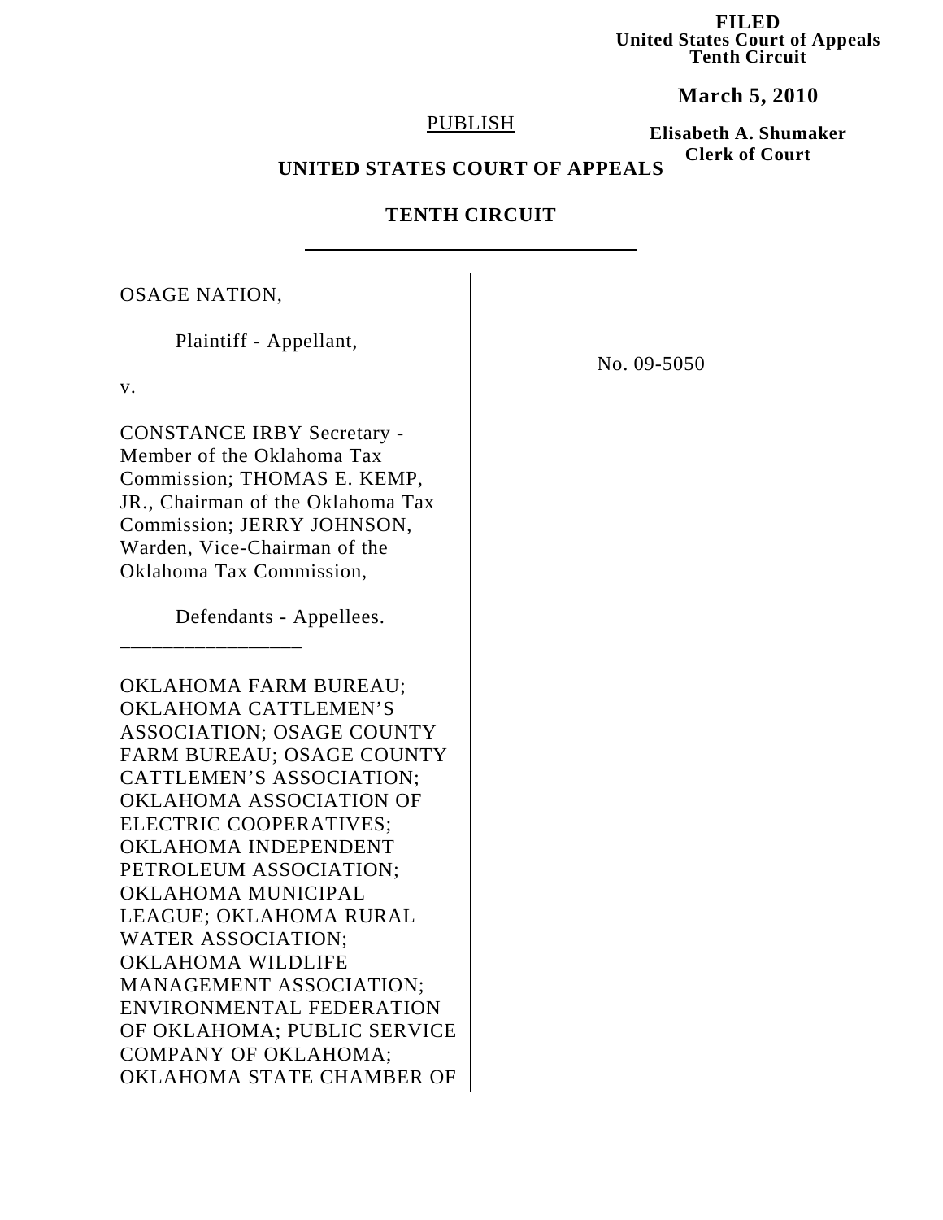**FILED**
**United States Court of Appeals**
**Tenth Circuit**

**March 5, 2010**

**Elisabeth A. Shumaker**
**Clerk of Court**

PUBLISH

**UNITED STATES COURT OF APPEALS**

**TENTH CIRCUIT**

---

OSAGE NATION,

Plaintiff - Appellant,

v.

CONSTANCE IRBY Secretary - Member of the Oklahoma Tax Commission; THOMAS E. KEMP, JR., Chairman of the Oklahoma Tax Commission; JERRY JOHNSON, Warden, Vice-Chairman of the Oklahoma Tax Commission,

Defendants - Appellees.

No. 09-5050

---

OKLAHOMA FARM BUREAU; OKLAHOMA CATTLEMEN'S ASSOCIATION; OSAGE COUNTY FARM BUREAU; OSAGE COUNTY CATTLEMEN'S ASSOCIATION; OKLAHOMA ASSOCIATION OF ELECTRIC COOPERATIVES; OKLAHOMA INDEPENDENT PETROLEUM ASSOCIATION; OKLAHOMA MUNICIPAL LEAGUE; OKLAHOMA RURAL WATER ASSOCIATION; OKLAHOMA WILDLIFE MANAGEMENT ASSOCIATION; ENVIRONMENTAL FEDERATION OF OKLAHOMA; PUBLIC SERVICE COMPANY OF OKLAHOMA; OKLAHOMA STATE CHAMBER OF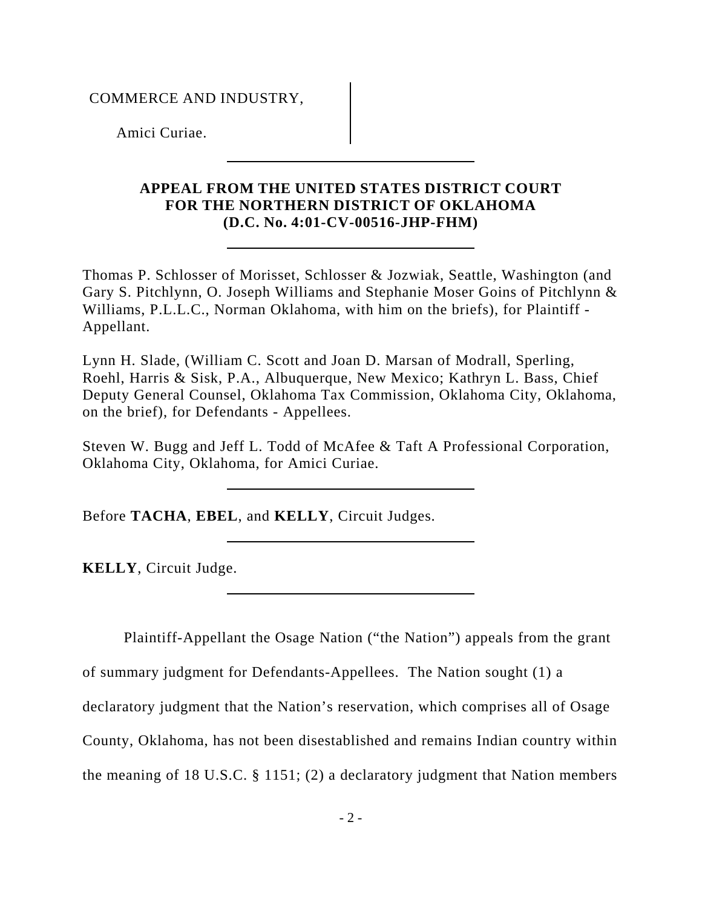COMMERCE AND INDUSTRY,

Amici Curiae.

---

**APPEAL FROM THE UNITED STATES DISTRICT COURT FOR THE NORTHERN DISTRICT OF OKLAHOMA (D.C. No. 4:01-CV-00516-JHP-FHM)**

---

Thomas P. Schlosser of Morisset, Schlosser & Jozwiak, Seattle, Washington (and Gary S. Pitchlynn, O. Joseph Williams and Stephanie Moser Goins of Pitchlynn & Williams, P.L.L.C., Norman Oklahoma, with him on the briefs), for Plaintiff - Appellant.

Lynn H. Slade, (William C. Scott and Joan D. Marsan of Modrall, Sperling, Roehl, Harris & Sisk, P.A., Albuquerque, New Mexico; Kathryn L. Bass, Chief Deputy General Counsel, Oklahoma Tax Commission, Oklahoma City, Oklahoma, on the brief), for Defendants - Appellees.

Steven W. Bugg and Jeff L. Todd of McAfee & Taft A Professional Corporation, Oklahoma City, Oklahoma, for Amici Curiae.

---

Before **TACHA**, **EBEL**, and **KELLY**, Circuit Judges.

---

**KELLY**, Circuit Judge.

---

Plaintiff-Appellant the Osage Nation ("the Nation") appeals from the grant of summary judgment for Defendants-Appellees. The Nation sought (1) a declaratory judgment that the Nation's reservation, which comprises all of Osage County, Oklahoma, has not been disestablished and remains Indian country within the meaning of 18 U.S.C. § 1151; (2) a declaratory judgment that Nation members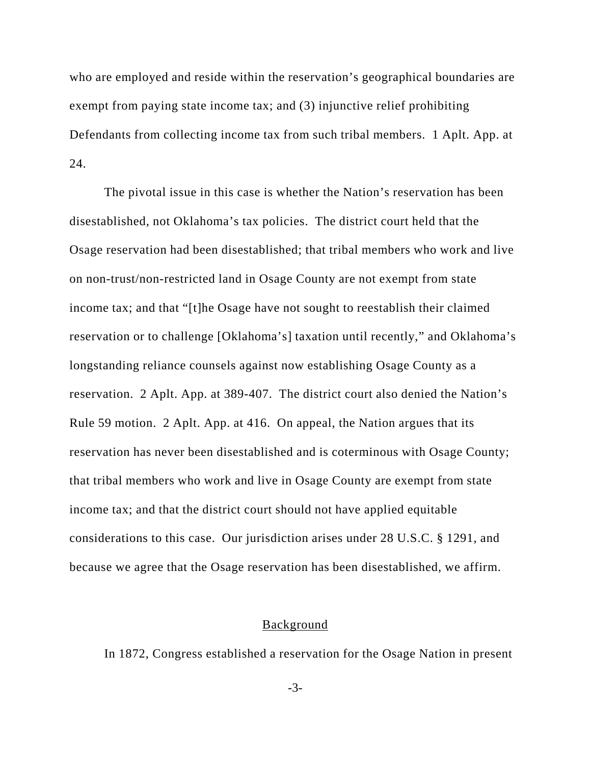who are employed and reside within the reservation's geographical boundaries are exempt from paying state income tax; and (3) injunctive relief prohibiting Defendants from collecting income tax from such tribal members. 1 Aplt. App. at 24.

The pivotal issue in this case is whether the Nation's reservation has been disestablished, not Oklahoma's tax policies. The district court held that the Osage reservation had been disestablished; that tribal members who work and live on non-trust/non-restricted land in Osage County are not exempt from state income tax; and that "[t]he Osage have not sought to reestablish their claimed reservation or to challenge [Oklahoma's] taxation until recently," and Oklahoma's longstanding reliance counsels against now establishing Osage County as a reservation. 2 Aplt. App. at 389-407. The district court also denied the Nation's Rule 59 motion. 2 Aplt. App. at 416. On appeal, the Nation argues that its reservation has never been disestablished and is coterminous with Osage County; that tribal members who work and live in Osage County are exempt from state income tax; and that the district court should not have applied equitable considerations to this case. Our jurisdiction arises under 28 U.S.C. § 1291, and because we agree that the Osage reservation has been disestablished, we affirm.

## Background

In 1872, Congress established a reservation for the Osage Nation in present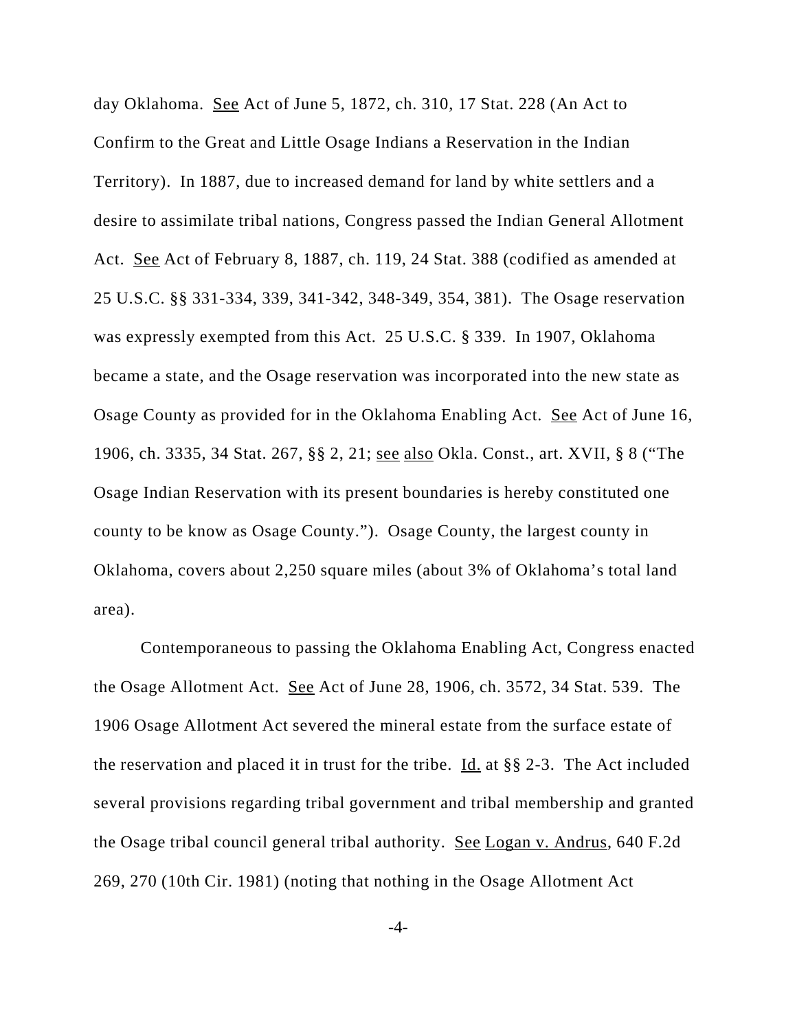day Oklahoma. See Act of June 5, 1872, ch. 310, 17 Stat. 228 (An Act to Confirm to the Great and Little Osage Indians a Reservation in the Indian Territory). In 1887, due to increased demand for land by white settlers and a desire to assimilate tribal nations, Congress passed the Indian General Allotment Act. See Act of February 8, 1887, ch. 119, 24 Stat. 388 (codified as amended at 25 U.S.C. §§ 331-334, 339, 341-342, 348-349, 354, 381). The Osage reservation was expressly exempted from this Act. 25 U.S.C. § 339. In 1907, Oklahoma became a state, and the Osage reservation was incorporated into the new state as Osage County as provided for in the Oklahoma Enabling Act. See Act of June 16, 1906, ch. 3335, 34 Stat. 267, §§ 2, 21; see also Okla. Const., art. XVII, § 8 ("The Osage Indian Reservation with its present boundaries is hereby constituted one county to be know as Osage County."). Osage County, the largest county in Oklahoma, covers about 2,250 square miles (about 3% of Oklahoma's total land area).

Contemporaneous to passing the Oklahoma Enabling Act, Congress enacted the Osage Allotment Act. See Act of June 28, 1906, ch. 3572, 34 Stat. 539. The 1906 Osage Allotment Act severed the mineral estate from the surface estate of the reservation and placed it in trust for the tribe. Id. at §§ 2-3. The Act included several provisions regarding tribal government and tribal membership and granted the Osage tribal council general tribal authority. See Logan v. Andrus, 640 F.2d 269, 270 (10th Cir. 1981) (noting that nothing in the Osage Allotment Act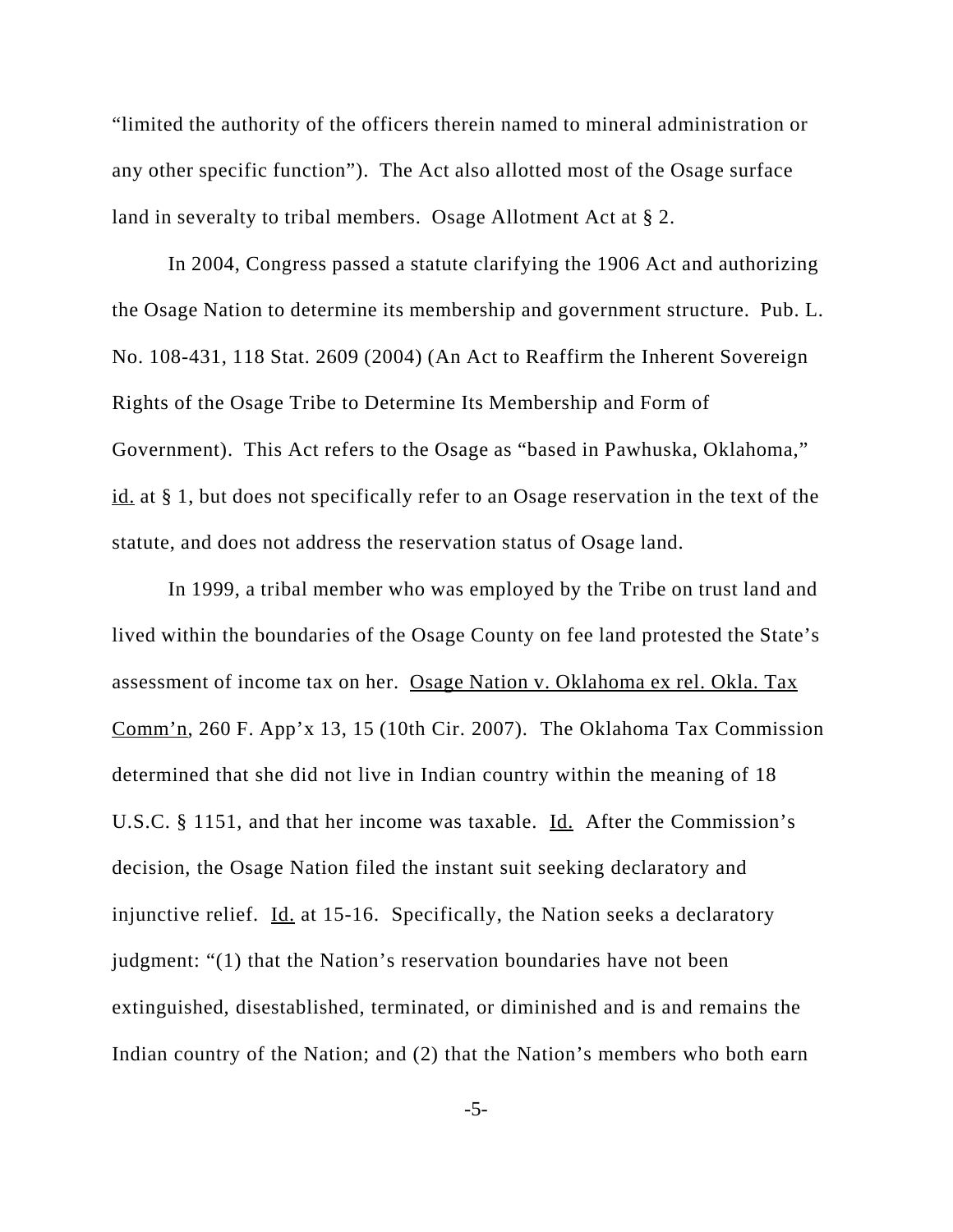"limited the authority of the officers therein named to mineral administration or any other specific function"). The Act also allotted most of the Osage surface land in severalty to tribal members. Osage Allotment Act at § 2.

In 2004, Congress passed a statute clarifying the 1906 Act and authorizing the Osage Nation to determine its membership and government structure. Pub. L. No. 108-431, 118 Stat. 2609 (2004) (An Act to Reaffirm the Inherent Sovereign Rights of the Osage Tribe to Determine Its Membership and Form of Government). This Act refers to the Osage as "based in Pawhuska, Oklahoma," id. at § 1, but does not specifically refer to an Osage reservation in the text of the statute, and does not address the reservation status of Osage land.

In 1999, a tribal member who was employed by the Tribe on trust land and lived within the boundaries of the Osage County on fee land protested the State's assessment of income tax on her. Osage Nation v. Oklahoma ex rel. Okla. Tax Comm'n, 260 F. App'x 13, 15 (10th Cir. 2007). The Oklahoma Tax Commission determined that she did not live in Indian country within the meaning of 18 U.S.C. § 1151, and that her income was taxable. Id. After the Commission's decision, the Osage Nation filed the instant suit seeking declaratory and injunctive relief. Id. at 15-16. Specifically, the Nation seeks a declaratory judgment: "(1) that the Nation's reservation boundaries have not been extinguished, disestablished, terminated, or diminished and is and remains the Indian country of the Nation; and (2) that the Nation's members who both earn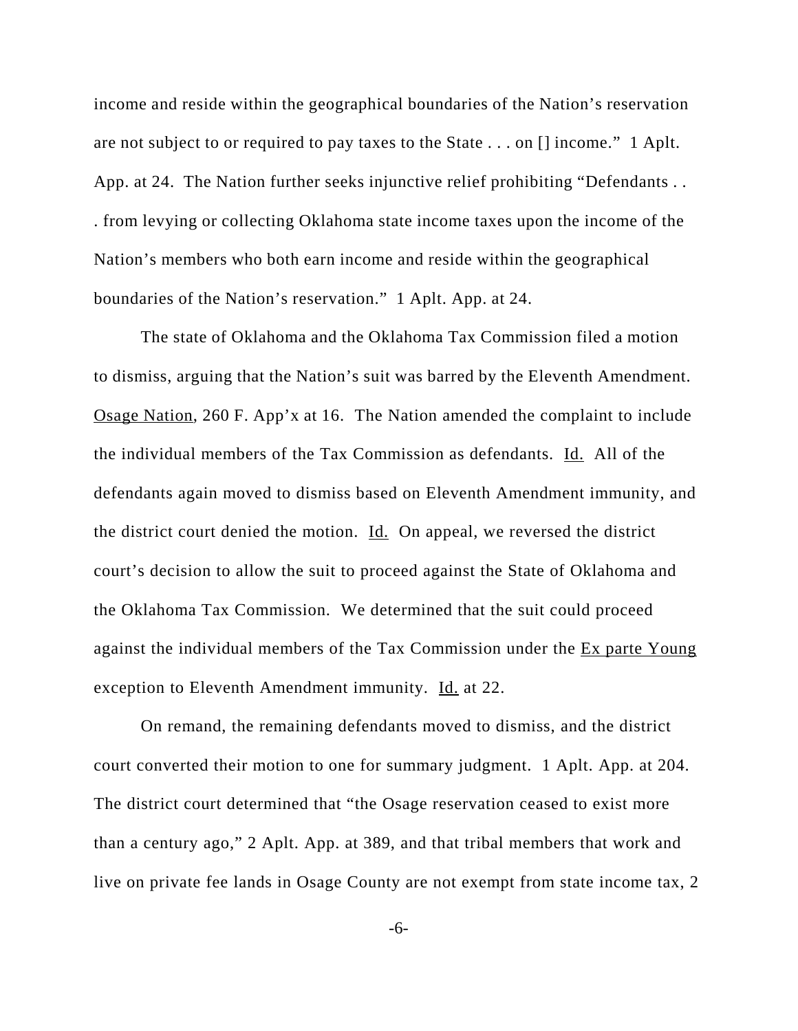income and reside within the geographical boundaries of the Nation's reservation are not subject to or required to pay taxes to the State . . . on [] income." 1 Aplt. App. at 24. The Nation further seeks injunctive relief prohibiting "Defendants . . . from levying or collecting Oklahoma state income taxes upon the income of the Nation's members who both earn income and reside within the geographical boundaries of the Nation's reservation." 1 Aplt. App. at 24.

The state of Oklahoma and the Oklahoma Tax Commission filed a motion to dismiss, arguing that the Nation's suit was barred by the Eleventh Amendment. Osage Nation, 260 F. App'x at 16. The Nation amended the complaint to include the individual members of the Tax Commission as defendants. Id. All of the defendants again moved to dismiss based on Eleventh Amendment immunity, and the district court denied the motion. Id. On appeal, we reversed the district court's decision to allow the suit to proceed against the State of Oklahoma and the Oklahoma Tax Commission. We determined that the suit could proceed against the individual members of the Tax Commission under the Ex parte Young exception to Eleventh Amendment immunity. Id. at 22.

On remand, the remaining defendants moved to dismiss, and the district court converted their motion to one for summary judgment. 1 Aplt. App. at 204. The district court determined that "the Osage reservation ceased to exist more than a century ago," 2 Aplt. App. at 389, and that tribal members that work and live on private fee lands in Osage County are not exempt from state income tax, 2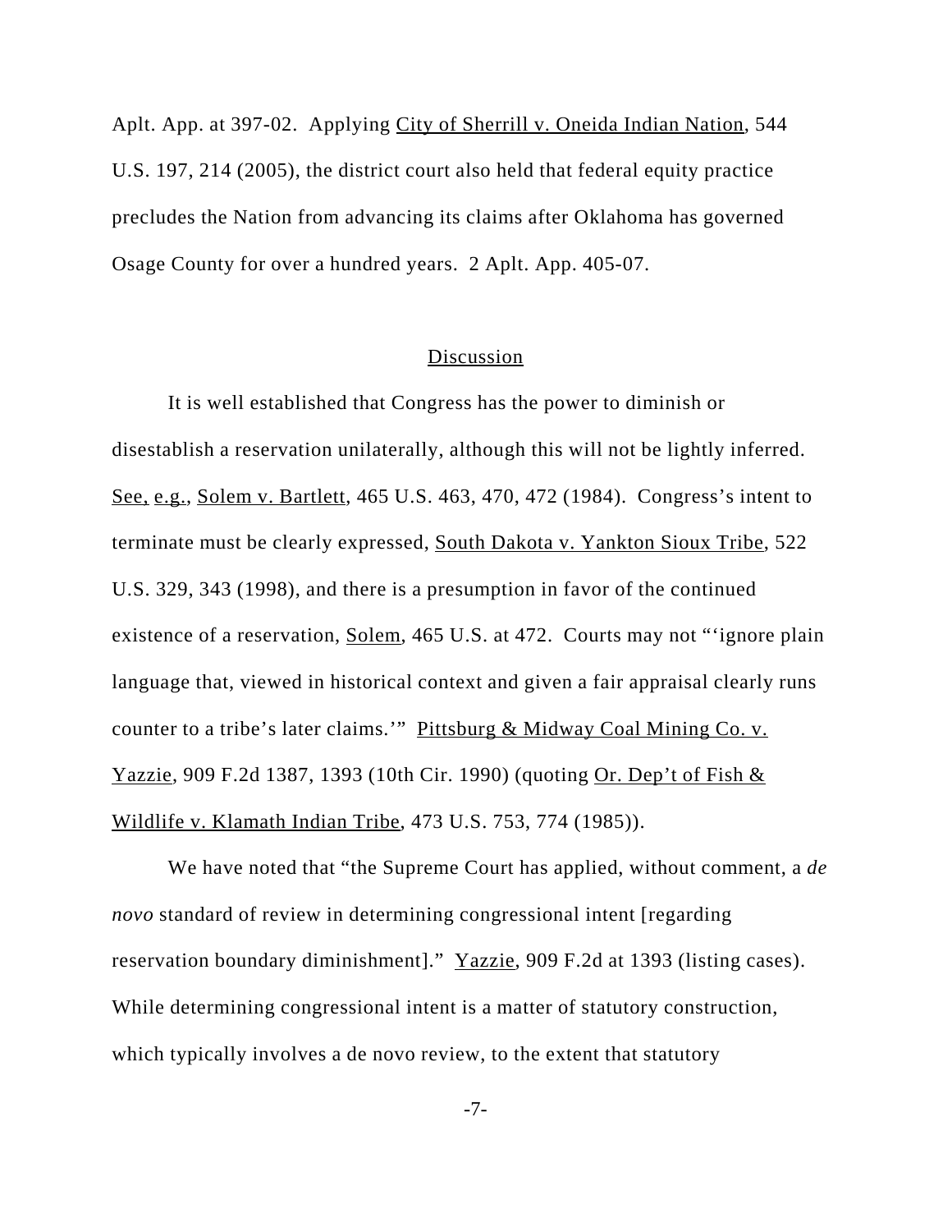Aplt. App. at 397-02. Applying City of Sherrill v. Oneida Indian Nation, 544 U.S. 197, 214 (2005), the district court also held that federal equity practice precludes the Nation from advancing its claims after Oklahoma has governed Osage County for over a hundred years. 2 Aplt. App. 405-07.

## Discussion

It is well established that Congress has the power to diminish or disestablish a reservation unilaterally, although this will not be lightly inferred. See, e.g., Solem v. Bartlett, 465 U.S. 463, 470, 472 (1984). Congress's intent to terminate must be clearly expressed, South Dakota v. Yankton Sioux Tribe, 522 U.S. 329, 343 (1998), and there is a presumption in favor of the continued existence of a reservation, Solem, 465 U.S. at 472. Courts may not "'ignore plain language that, viewed in historical context and given a fair appraisal clearly runs counter to a tribe's later claims.'" Pittsburg & Midway Coal Mining Co. v. Yazzie, 909 F.2d 1387, 1393 (10th Cir. 1990) (quoting Or. Dep't of Fish & Wildlife v. Klamath Indian Tribe, 473 U.S. 753, 774 (1985)).

We have noted that "the Supreme Court has applied, without comment, a *de novo* standard of review in determining congressional intent [regarding reservation boundary diminishment]." Yazzie, 909 F.2d at 1393 (listing cases). While determining congressional intent is a matter of statutory construction, which typically involves a de novo review, to the extent that statutory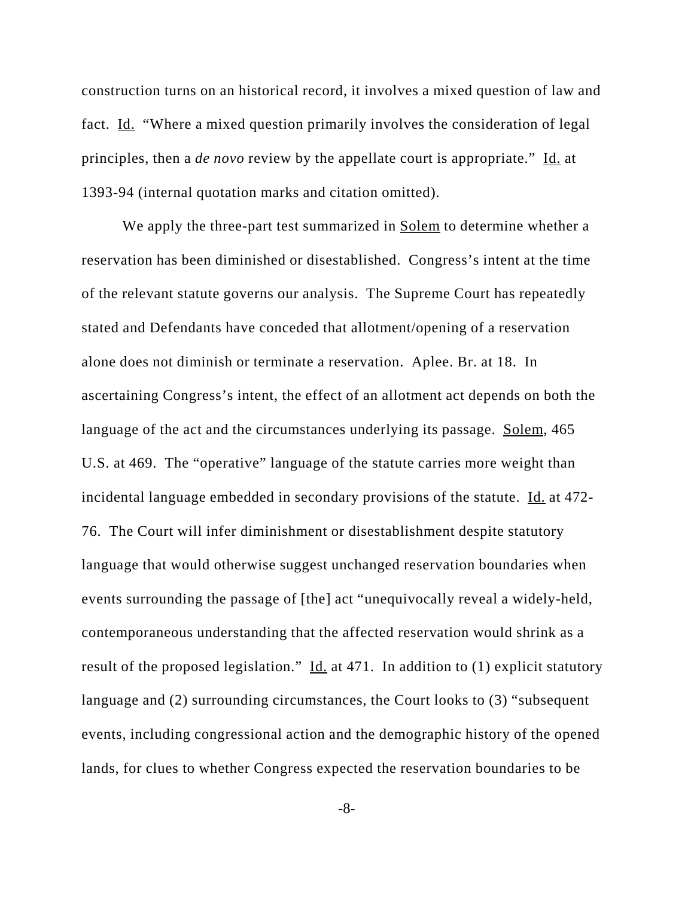construction turns on an historical record, it involves a mixed question of law and fact. Id. "Where a mixed question primarily involves the consideration of legal principles, then a *de novo* review by the appellate court is appropriate." Id. at 1393-94 (internal quotation marks and citation omitted).

We apply the three-part test summarized in Solem to determine whether a reservation has been diminished or disestablished. Congress's intent at the time of the relevant statute governs our analysis. The Supreme Court has repeatedly stated and Defendants have conceded that allotment/opening of a reservation alone does not diminish or terminate a reservation. Aplee. Br. at 18. In ascertaining Congress's intent, the effect of an allotment act depends on both the language of the act and the circumstances underlying its passage. Solem, 465 U.S. at 469. The "operative" language of the statute carries more weight than incidental language embedded in secondary provisions of the statute. Id. at 472-76. The Court will infer diminishment or disestablishment despite statutory language that would otherwise suggest unchanged reservation boundaries when events surrounding the passage of [the] act "unequivocally reveal a widely-held, contemporaneous understanding that the affected reservation would shrink as a result of the proposed legislation." Id. at 471. In addition to (1) explicit statutory language and (2) surrounding circumstances, the Court looks to (3) "subsequent events, including congressional action and the demographic history of the opened lands, for clues to whether Congress expected the reservation boundaries to be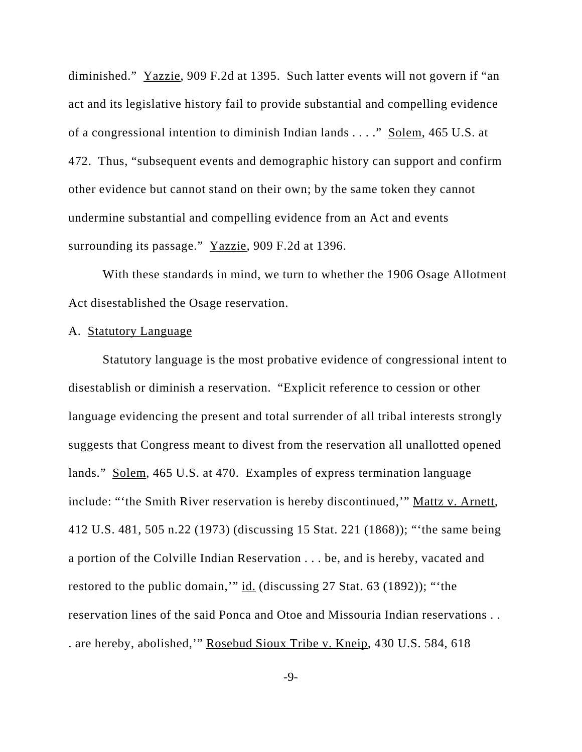diminished." Yazzie, 909 F.2d at 1395. Such latter events will not govern if "an act and its legislative history fail to provide substantial and compelling evidence of a congressional intention to diminish Indian lands . . . ." Solem, 465 U.S. at 472. Thus, "subsequent events and demographic history can support and confirm other evidence but cannot stand on their own; by the same token they cannot undermine substantial and compelling evidence from an Act and events surrounding its passage." Yazzie, 909 F.2d at 1396.

With these standards in mind, we turn to whether the 1906 Osage Allotment Act disestablished the Osage reservation.

A. Statutory Language

Statutory language is the most probative evidence of congressional intent to disestablish or diminish a reservation. "Explicit reference to cession or other language evidencing the present and total surrender of all tribal interests strongly suggests that Congress meant to divest from the reservation all unallotted opened lands." Solem, 465 U.S. at 470. Examples of express termination language include: "'the Smith River reservation is hereby discontinued,'" Mattz v. Arnett, 412 U.S. 481, 505 n.22 (1973) (discussing 15 Stat. 221 (1868)); "'the same being a portion of the Colville Indian Reservation . . . be, and is hereby, vacated and restored to the public domain,'" id. (discussing 27 Stat. 63 (1892)); "'the reservation lines of the said Ponca and Otoe and Missouria Indian reservations . . . are hereby, abolished,'" Rosebud Sioux Tribe v. Kneip, 430 U.S. 584, 618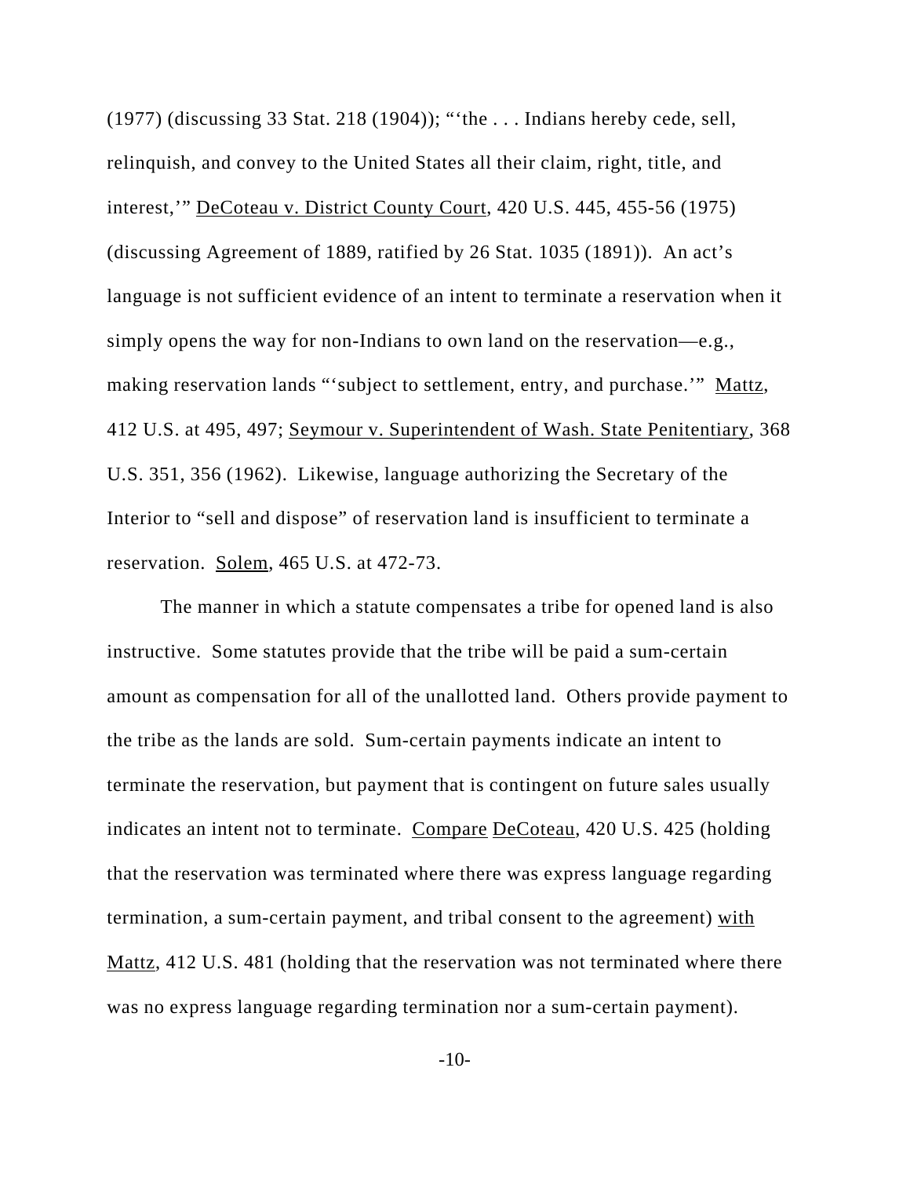(1977) (discussing 33 Stat. 218 (1904)); "'the . . . Indians hereby cede, sell, relinquish, and convey to the United States all their claim, right, title, and interest,'" DeCoteau v. District County Court, 420 U.S. 445, 455-56 (1975) (discussing Agreement of 1889, ratified by 26 Stat. 1035 (1891)). An act's language is not sufficient evidence of an intent to terminate a reservation when it simply opens the way for non-Indians to own land on the reservation—e.g., making reservation lands "'subject to settlement, entry, and purchase.'" Mattz, 412 U.S. at 495, 497; Seymour v. Superintendent of Wash. State Penitentiary, 368 U.S. 351, 356 (1962). Likewise, language authorizing the Secretary of the Interior to "sell and dispose" of reservation land is insufficient to terminate a reservation. Solem, 465 U.S. at 472-73.

The manner in which a statute compensates a tribe for opened land is also instructive. Some statutes provide that the tribe will be paid a sum-certain amount as compensation for all of the unallotted land. Others provide payment to the tribe as the lands are sold. Sum-certain payments indicate an intent to terminate the reservation, but payment that is contingent on future sales usually indicates an intent not to terminate. Compare DeCoteau, 420 U.S. 425 (holding that the reservation was terminated where there was express language regarding termination, a sum-certain payment, and tribal consent to the agreement) with Mattz, 412 U.S. 481 (holding that the reservation was not terminated where there was no express language regarding termination nor a sum-certain payment).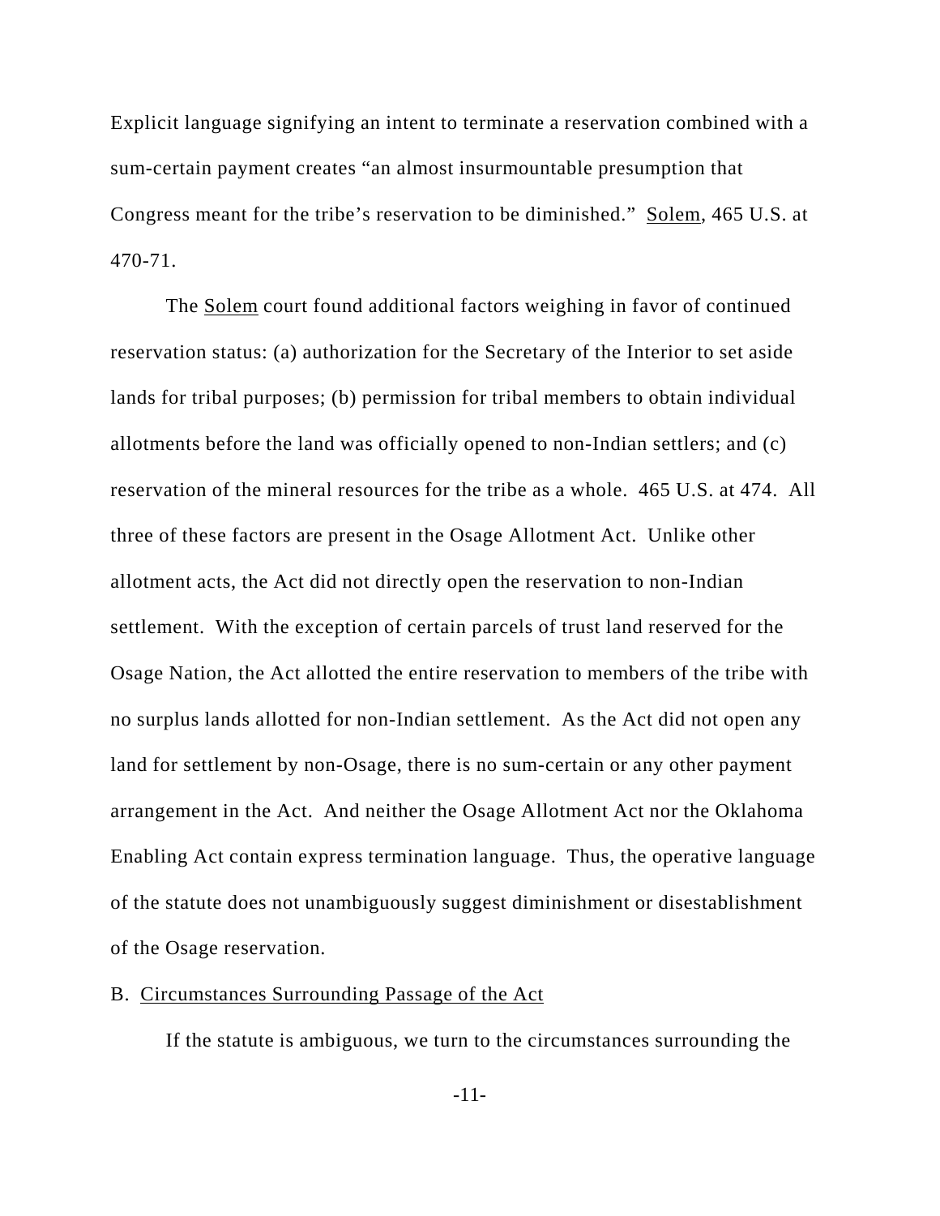Explicit language signifying an intent to terminate a reservation combined with a sum-certain payment creates "an almost insurmountable presumption that Congress meant for the tribe's reservation to be diminished." Solem, 465 U.S. at 470-71.

The Solem court found additional factors weighing in favor of continued reservation status: (a) authorization for the Secretary of the Interior to set aside lands for tribal purposes; (b) permission for tribal members to obtain individual allotments before the land was officially opened to non-Indian settlers; and (c) reservation of the mineral resources for the tribe as a whole. 465 U.S. at 474. All three of these factors are present in the Osage Allotment Act. Unlike other allotment acts, the Act did not directly open the reservation to non-Indian settlement. With the exception of certain parcels of trust land reserved for the Osage Nation, the Act allotted the entire reservation to members of the tribe with no surplus lands allotted for non-Indian settlement. As the Act did not open any land for settlement by non-Osage, there is no sum-certain or any other payment arrangement in the Act. And neither the Osage Allotment Act nor the Oklahoma Enabling Act contain express termination language. Thus, the operative language of the statute does not unambiguously suggest diminishment or disestablishment of the Osage reservation.

B. Circumstances Surrounding Passage of the Act

If the statute is ambiguous, we turn to the circumstances surrounding the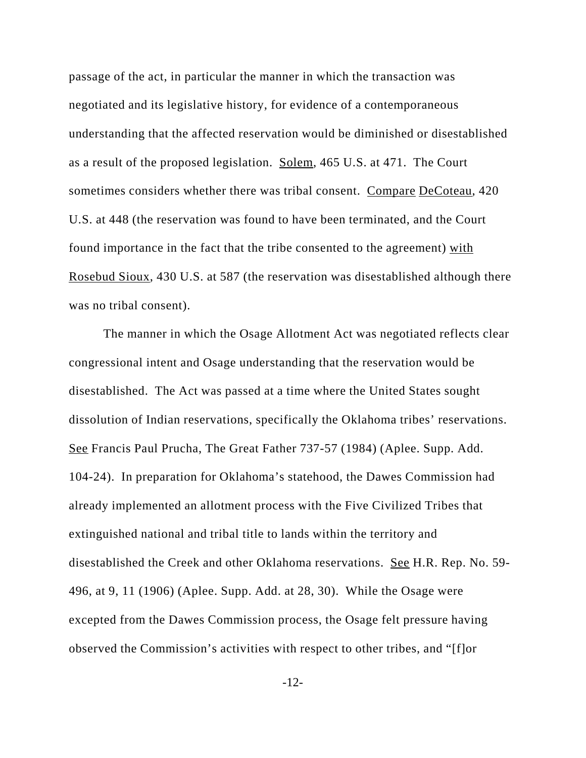passage of the act, in particular the manner in which the transaction was negotiated and its legislative history, for evidence of a contemporaneous understanding that the affected reservation would be diminished or disestablished as a result of the proposed legislation. Solem, 465 U.S. at 471. The Court sometimes considers whether there was tribal consent. Compare DeCoteau, 420 U.S. at 448 (the reservation was found to have been terminated, and the Court found importance in the fact that the tribe consented to the agreement) with Rosebud Sioux, 430 U.S. at 587 (the reservation was disestablished although there was no tribal consent).

The manner in which the Osage Allotment Act was negotiated reflects clear congressional intent and Osage understanding that the reservation would be disestablished. The Act was passed at a time where the United States sought dissolution of Indian reservations, specifically the Oklahoma tribes' reservations. See Francis Paul Prucha, The Great Father 737-57 (1984) (Aplee. Supp. Add. 104-24). In preparation for Oklahoma's statehood, the Dawes Commission had already implemented an allotment process with the Five Civilized Tribes that extinguished national and tribal title to lands within the territory and disestablished the Creek and other Oklahoma reservations. See H.R. Rep. No. 59-496, at 9, 11 (1906) (Aplee. Supp. Add. at 28, 30). While the Osage were excepted from the Dawes Commission process, the Osage felt pressure having observed the Commission's activities with respect to other tribes, and "[f]or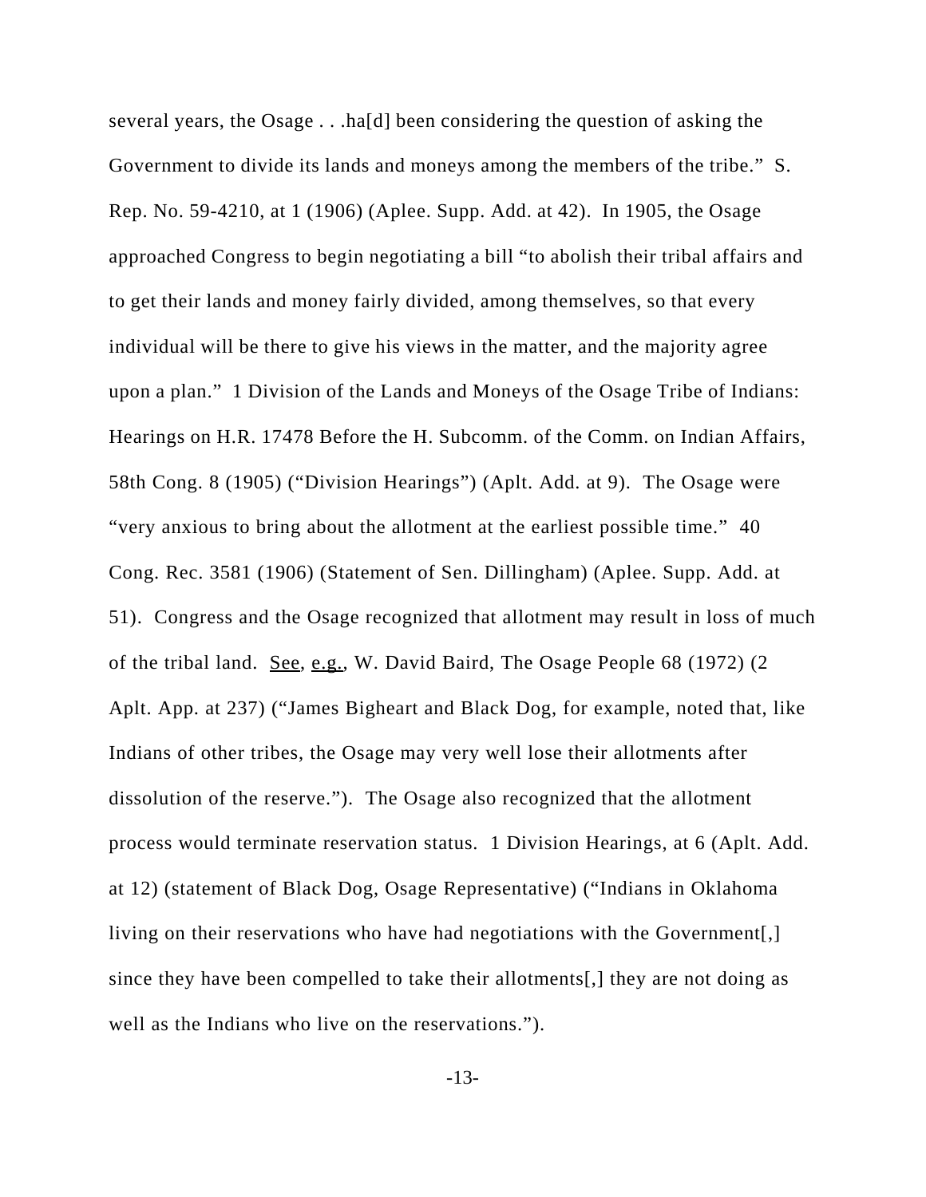several years, the Osage . . .ha[d] been considering the question of asking the Government to divide its lands and moneys among the members of the tribe." S. Rep. No. 59-4210, at 1 (1906) (Aplee. Supp. Add. at 42). In 1905, the Osage approached Congress to begin negotiating a bill "to abolish their tribal affairs and to get their lands and money fairly divided, among themselves, so that every individual will be there to give his views in the matter, and the majority agree upon a plan." 1 Division of the Lands and Moneys of the Osage Tribe of Indians: Hearings on H.R. 17478 Before the H. Subcomm. of the Comm. on Indian Affairs, 58th Cong. 8 (1905) ("Division Hearings") (Aplt. Add. at 9). The Osage were "very anxious to bring about the allotment at the earliest possible time." 40 Cong. Rec. 3581 (1906) (Statement of Sen. Dillingham) (Aplee. Supp. Add. at 51). Congress and the Osage recognized that allotment may result in loss of much of the tribal land. See, e.g., W. David Baird, The Osage People 68 (1972) (2 Aplt. App. at 237) ("James Bigheart and Black Dog, for example, noted that, like Indians of other tribes, the Osage may very well lose their allotments after dissolution of the reserve."). The Osage also recognized that the allotment process would terminate reservation status. 1 Division Hearings, at 6 (Aplt. Add. at 12) (statement of Black Dog, Osage Representative) ("Indians in Oklahoma living on their reservations who have had negotiations with the Government[,] since they have been compelled to take their allotments[,] they are not doing as well as the Indians who live on the reservations.").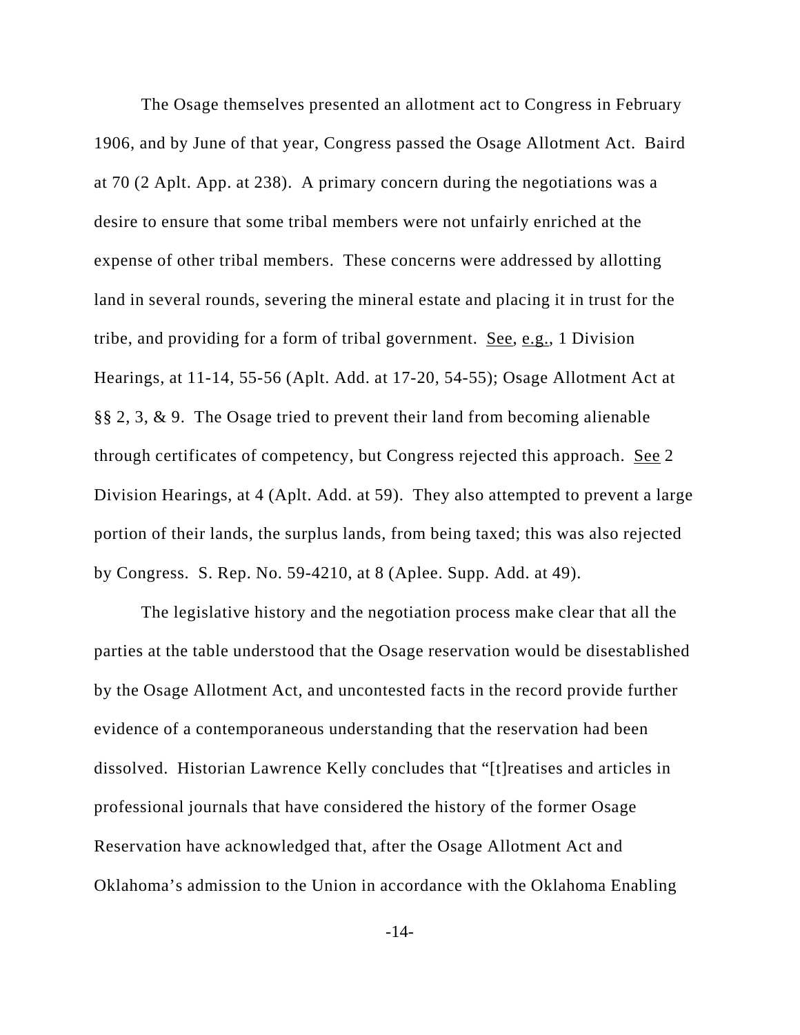The Osage themselves presented an allotment act to Congress in February 1906, and by June of that year, Congress passed the Osage Allotment Act. Baird at 70 (2 Aplt. App. at 238). A primary concern during the negotiations was a desire to ensure that some tribal members were not unfairly enriched at the expense of other tribal members. These concerns were addressed by allotting land in several rounds, severing the mineral estate and placing it in trust for the tribe, and providing for a form of tribal government. See, e.g., 1 Division Hearings, at 11-14, 55-56 (Aplt. Add. at 17-20, 54-55); Osage Allotment Act at §§ 2, 3, & 9. The Osage tried to prevent their land from becoming alienable through certificates of competency, but Congress rejected this approach. See 2 Division Hearings, at 4 (Aplt. Add. at 59). They also attempted to prevent a large portion of their lands, the surplus lands, from being taxed; this was also rejected by Congress. S. Rep. No. 59-4210, at 8 (Aplee. Supp. Add. at 49).

The legislative history and the negotiation process make clear that all the parties at the table understood that the Osage reservation would be disestablished by the Osage Allotment Act, and uncontested facts in the record provide further evidence of a contemporaneous understanding that the reservation had been dissolved. Historian Lawrence Kelly concludes that "[t]reatises and articles in professional journals that have considered the history of the former Osage Reservation have acknowledged that, after the Osage Allotment Act and Oklahoma's admission to the Union in accordance with the Oklahoma Enabling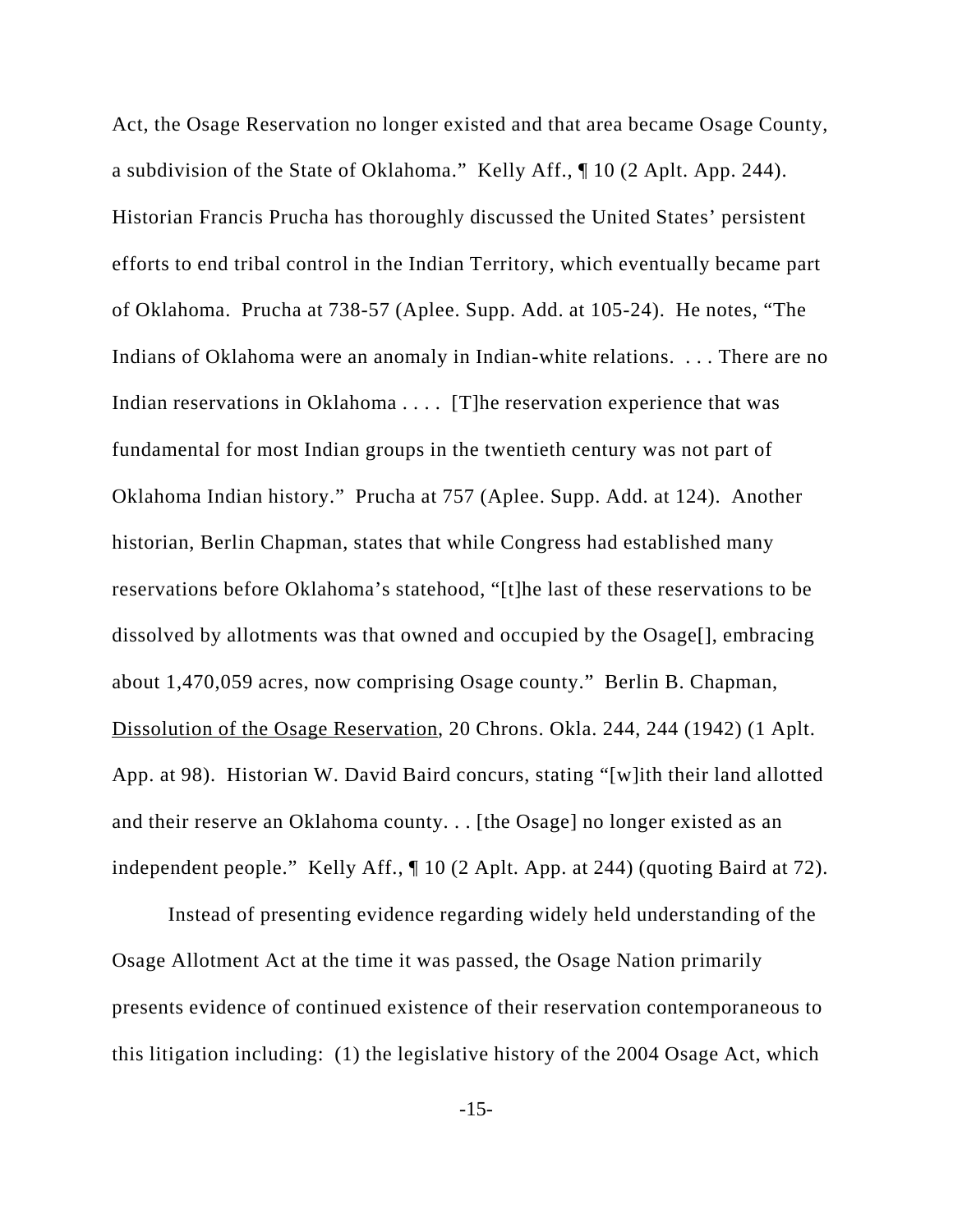Act, the Osage Reservation no longer existed and that area became Osage County, a subdivision of the State of Oklahoma." Kelly Aff., ¶ 10 (2 Aplt. App. 244). Historian Francis Prucha has thoroughly discussed the United States' persistent efforts to end tribal control in the Indian Territory, which eventually became part of Oklahoma. Prucha at 738-57 (Aplee. Supp. Add. at 105-24). He notes, "The Indians of Oklahoma were an anomaly in Indian-white relations. . . . There are no Indian reservations in Oklahoma . . . . [T]he reservation experience that was fundamental for most Indian groups in the twentieth century was not part of Oklahoma Indian history." Prucha at 757 (Aplee. Supp. Add. at 124). Another historian, Berlin Chapman, states that while Congress had established many reservations before Oklahoma's statehood, "[t]he last of these reservations to be dissolved by allotments was that owned and occupied by the Osage[], embracing about 1,470,059 acres, now comprising Osage county." Berlin B. Chapman, Dissolution of the Osage Reservation, 20 Chrons. Okla. 244, 244 (1942) (1 Aplt. App. at 98). Historian W. David Baird concurs, stating "[w]ith their land allotted and their reserve an Oklahoma county. . . [the Osage] no longer existed as an independent people." Kelly Aff., ¶ 10 (2 Aplt. App. at 244) (quoting Baird at 72).

Instead of presenting evidence regarding widely held understanding of the Osage Allotment Act at the time it was passed, the Osage Nation primarily presents evidence of continued existence of their reservation contemporaneous to this litigation including: (1) the legislative history of the 2004 Osage Act, which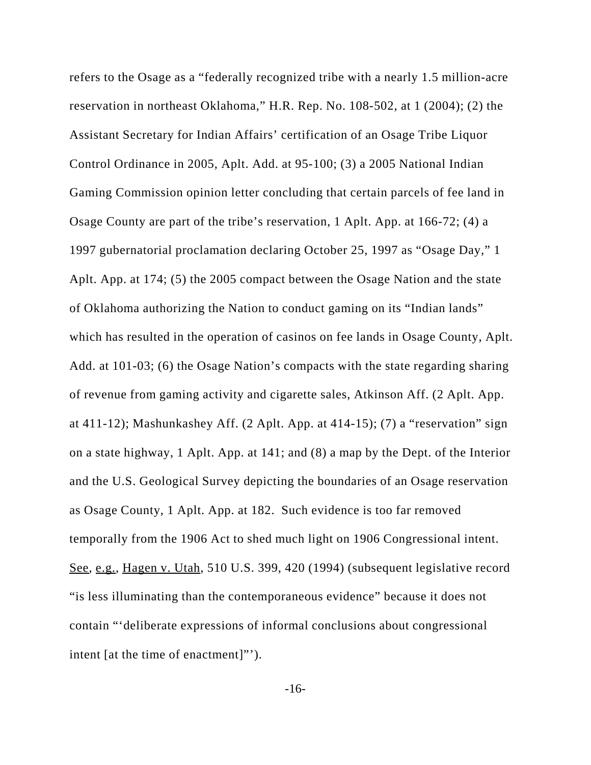refers to the Osage as a "federally recognized tribe with a nearly 1.5 million-acre reservation in northeast Oklahoma," H.R. Rep. No. 108-502, at 1 (2004); (2) the Assistant Secretary for Indian Affairs' certification of an Osage Tribe Liquor Control Ordinance in 2005, Aplt. Add. at 95-100; (3) a 2005 National Indian Gaming Commission opinion letter concluding that certain parcels of fee land in Osage County are part of the tribe's reservation, 1 Aplt. App. at 166-72; (4) a 1997 gubernatorial proclamation declaring October 25, 1997 as "Osage Day," 1 Aplt. App. at 174; (5) the 2005 compact between the Osage Nation and the state of Oklahoma authorizing the Nation to conduct gaming on its "Indian lands" which has resulted in the operation of casinos on fee lands in Osage County, Aplt. Add. at 101-03; (6) the Osage Nation's compacts with the state regarding sharing of revenue from gaming activity and cigarette sales, Atkinson Aff. (2 Aplt. App. at 411-12); Mashunkashey Aff. (2 Aplt. App. at 414-15); (7) a "reservation" sign on a state highway, 1 Aplt. App. at 141; and (8) a map by the Dept. of the Interior and the U.S. Geological Survey depicting the boundaries of an Osage reservation as Osage County, 1 Aplt. App. at 182. Such evidence is too far removed temporally from the 1906 Act to shed much light on 1906 Congressional intent. See, e.g., Hagen v. Utah, 510 U.S. 399, 420 (1994) (subsequent legislative record "is less illuminating than the contemporaneous evidence" because it does not contain "'deliberate expressions of informal conclusions about congressional intent [at the time of enactment]"').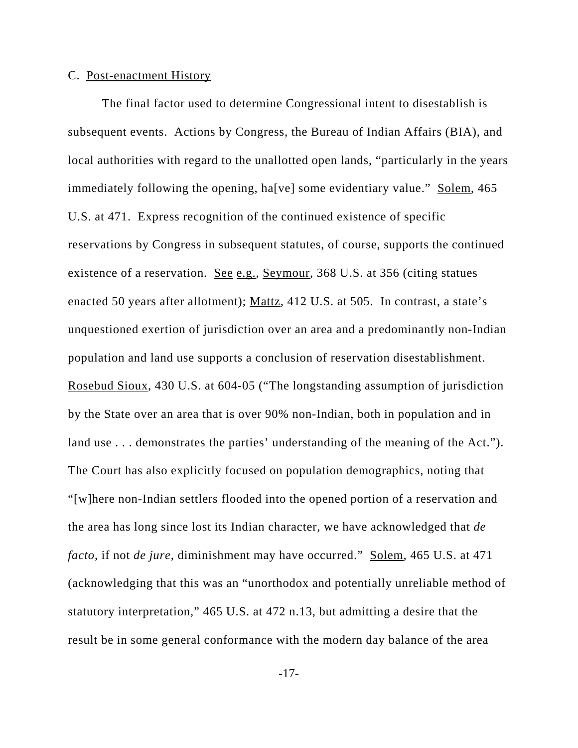C. Post-enactment History

The final factor used to determine Congressional intent to disestablish is subsequent events. Actions by Congress, the Bureau of Indian Affairs (BIA), and local authorities with regard to the unallotted open lands, "particularly in the years immediately following the opening, ha[ve] some evidentiary value." Solem, 465 U.S. at 471. Express recognition of the continued existence of specific reservations by Congress in subsequent statutes, of course, supports the continued existence of a reservation. See e.g., Seymour, 368 U.S. at 356 (citing statues enacted 50 years after allotment); Mattz, 412 U.S. at 505. In contrast, a state's unquestioned exertion of jurisdiction over an area and a predominantly non-Indian population and land use supports a conclusion of reservation disestablishment. Rosebud Sioux, 430 U.S. at 604-05 ("The longstanding assumption of jurisdiction by the State over an area that is over 90% non-Indian, both in population and in land use . . . demonstrates the parties' understanding of the meaning of the Act."). The Court has also explicitly focused on population demographics, noting that "[w]here non-Indian settlers flooded into the opened portion of a reservation and the area has long since lost its Indian character, we have acknowledged that *de facto*, if not *de jure*, diminishment may have occurred." Solem, 465 U.S. at 471 (acknowledging that this was an "unorthodox and potentially unreliable method of statutory interpretation," 465 U.S. at 472 n.13, but admitting a desire that the result be in some general conformance with the modern day balance of the area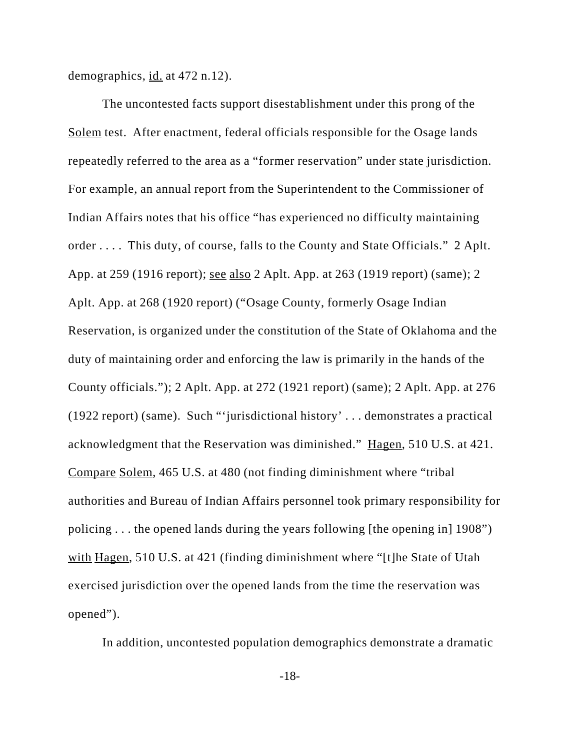demographics, id. at 472 n.12).

The uncontested facts support disestablishment under this prong of the Solem test. After enactment, federal officials responsible for the Osage lands repeatedly referred to the area as a "former reservation" under state jurisdiction. For example, an annual report from the Superintendent to the Commissioner of Indian Affairs notes that his office "has experienced no difficulty maintaining order . . . . This duty, of course, falls to the County and State Officials." 2 Aplt. App. at 259 (1916 report); see also 2 Aplt. App. at 263 (1919 report) (same); 2 Aplt. App. at 268 (1920 report) ("Osage County, formerly Osage Indian Reservation, is organized under the constitution of the State of Oklahoma and the duty of maintaining order and enforcing the law is primarily in the hands of the County officials."); 2 Aplt. App. at 272 (1921 report) (same); 2 Aplt. App. at 276 (1922 report) (same). Such "'jurisdictional history' . . . demonstrates a practical acknowledgment that the Reservation was diminished." Hagen, 510 U.S. at 421. Compare Solem, 465 U.S. at 480 (not finding diminishment where "tribal authorities and Bureau of Indian Affairs personnel took primary responsibility for policing . . . the opened lands during the years following [the opening in] 1908") with Hagen, 510 U.S. at 421 (finding diminishment where "[t]he State of Utah exercised jurisdiction over the opened lands from the time the reservation was opened").

In addition, uncontested population demographics demonstrate a dramatic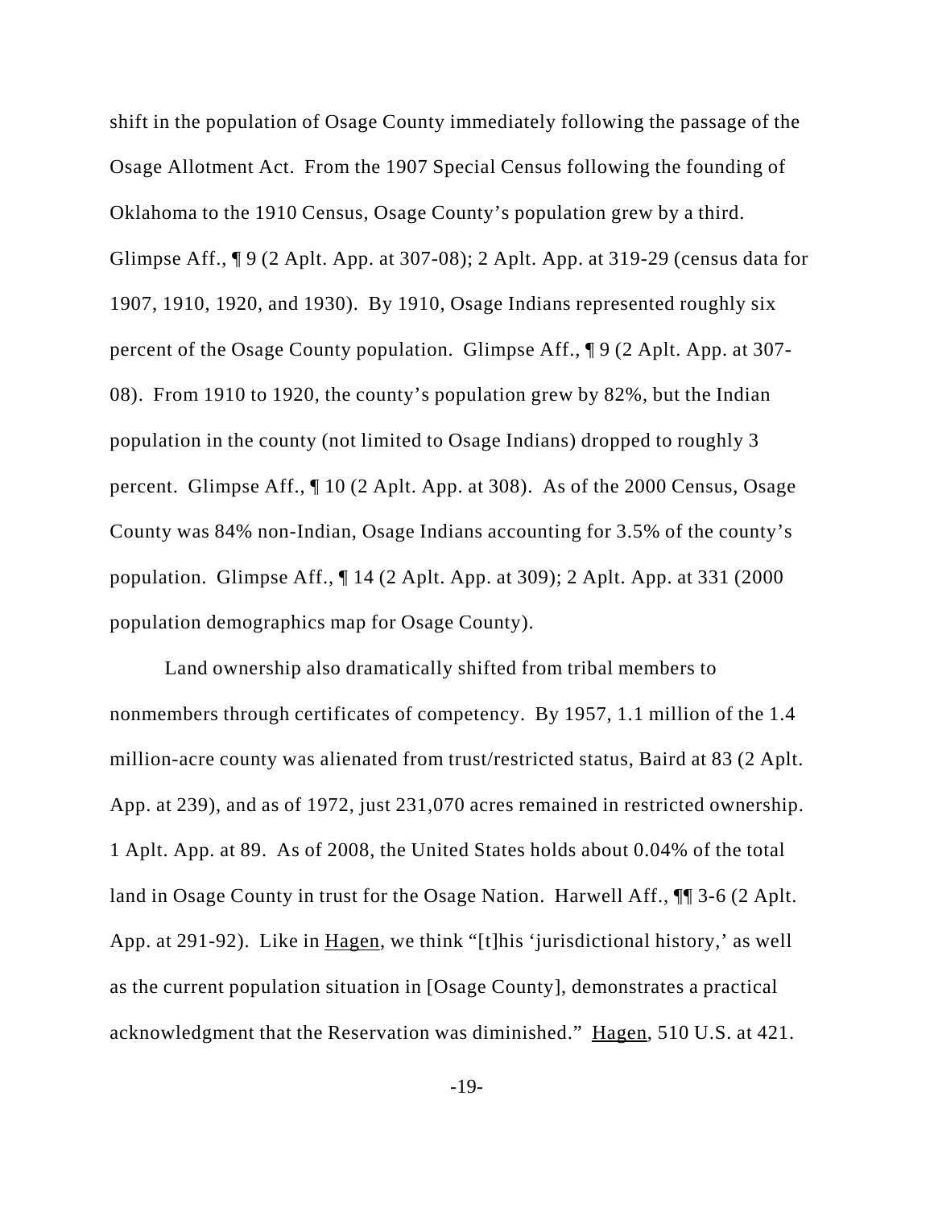shift in the population of Osage County immediately following the passage of the Osage Allotment Act. From the 1907 Special Census following the founding of Oklahoma to the 1910 Census, Osage County's population grew by a third. Glimpse Aff., ¶ 9 (2 Aplt. App. at 307-08); 2 Aplt. App. at 319-29 (census data for 1907, 1910, 1920, and 1930). By 1910, Osage Indians represented roughly six percent of the Osage County population. Glimpse Aff., ¶ 9 (2 Aplt. App. at 307-08). From 1910 to 1920, the county's population grew by 82%, but the Indian population in the county (not limited to Osage Indians) dropped to roughly 3 percent. Glimpse Aff., ¶ 10 (2 Aplt. App. at 308). As of the 2000 Census, Osage County was 84% non-Indian, Osage Indians accounting for 3.5% of the county's population. Glimpse Aff., ¶ 14 (2 Aplt. App. at 309); 2 Aplt. App. at 331 (2000 population demographics map for Osage County).

Land ownership also dramatically shifted from tribal members to nonmembers through certificates of competency. By 1957, 1.1 million of the 1.4 million-acre county was alienated from trust/restricted status, Baird at 83 (2 Aplt. App. at 239), and as of 1972, just 231,070 acres remained in restricted ownership. 1 Aplt. App. at 89. As of 2008, the United States holds about 0.04% of the total land in Osage County in trust for the Osage Nation. Harwell Aff., ¶¶ 3-6 (2 Aplt. App. at 291-92). Like in Hagen, we think "[t]his 'jurisdictional history,' as well as the current population situation in [Osage County], demonstrates a practical acknowledgment that the Reservation was diminished." Hagen, 510 U.S. at 421.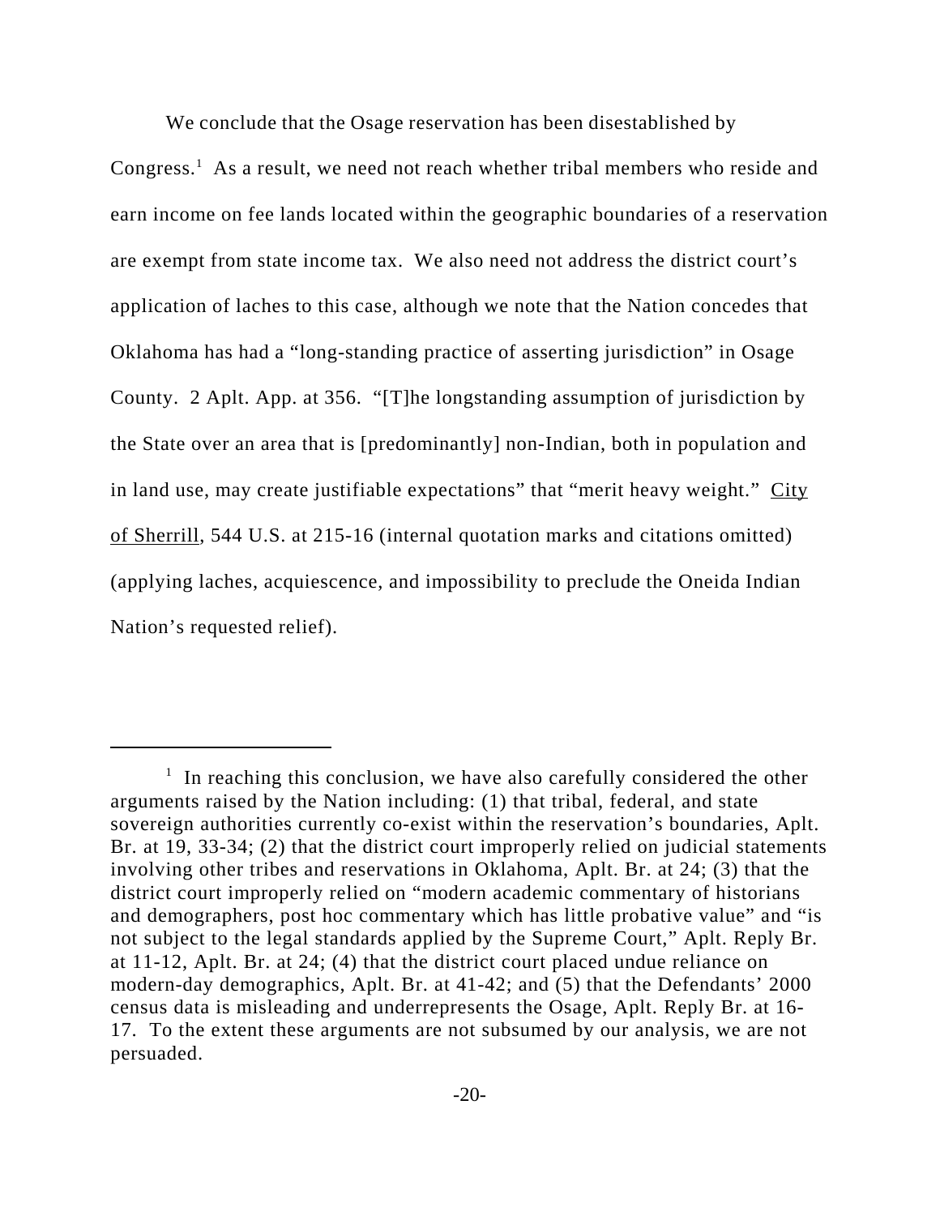We conclude that the Osage reservation has been disestablished by Congress.[1] As a result, we need not reach whether tribal members who reside and earn income on fee lands located within the geographic boundaries of a reservation are exempt from state income tax. We also need not address the district court's application of laches to this case, although we note that the Nation concedes that Oklahoma has had a "long-standing practice of asserting jurisdiction" in Osage County. 2 Aplt. App. at 356. "[T]he longstanding assumption of jurisdiction by the State over an area that is [predominantly] non-Indian, both in population and in land use, may create justifiable expectations" that "merit heavy weight." City of Sherrill, 544 U.S. at 215-16 (internal quotation marks and citations omitted) (applying laches, acquiescence, and impossibility to preclude the Oneida Indian Nation's requested relief).

---

[1] In reaching this conclusion, we have also carefully considered the other arguments raised by the Nation including: (1) that tribal, federal, and state sovereign authorities currently co-exist within the reservation's boundaries, Aplt. Br. at 19, 33-34; (2) that the district court improperly relied on judicial statements involving other tribes and reservations in Oklahoma, Aplt. Br. at 24; (3) that the district court improperly relied on "modern academic commentary of historians and demographers, post hoc commentary which has little probative value" and "is not subject to the legal standards applied by the Supreme Court," Aplt. Reply Br. at 11-12, Aplt. Br. at 24; (4) that the district court placed undue reliance on modern-day demographics, Aplt. Br. at 41-42; and (5) that the Defendants' 2000 census data is misleading and underrepresents the Osage, Aplt. Reply Br. at 16-17. To the extent these arguments are not subsumed by our analysis, we are not persuaded.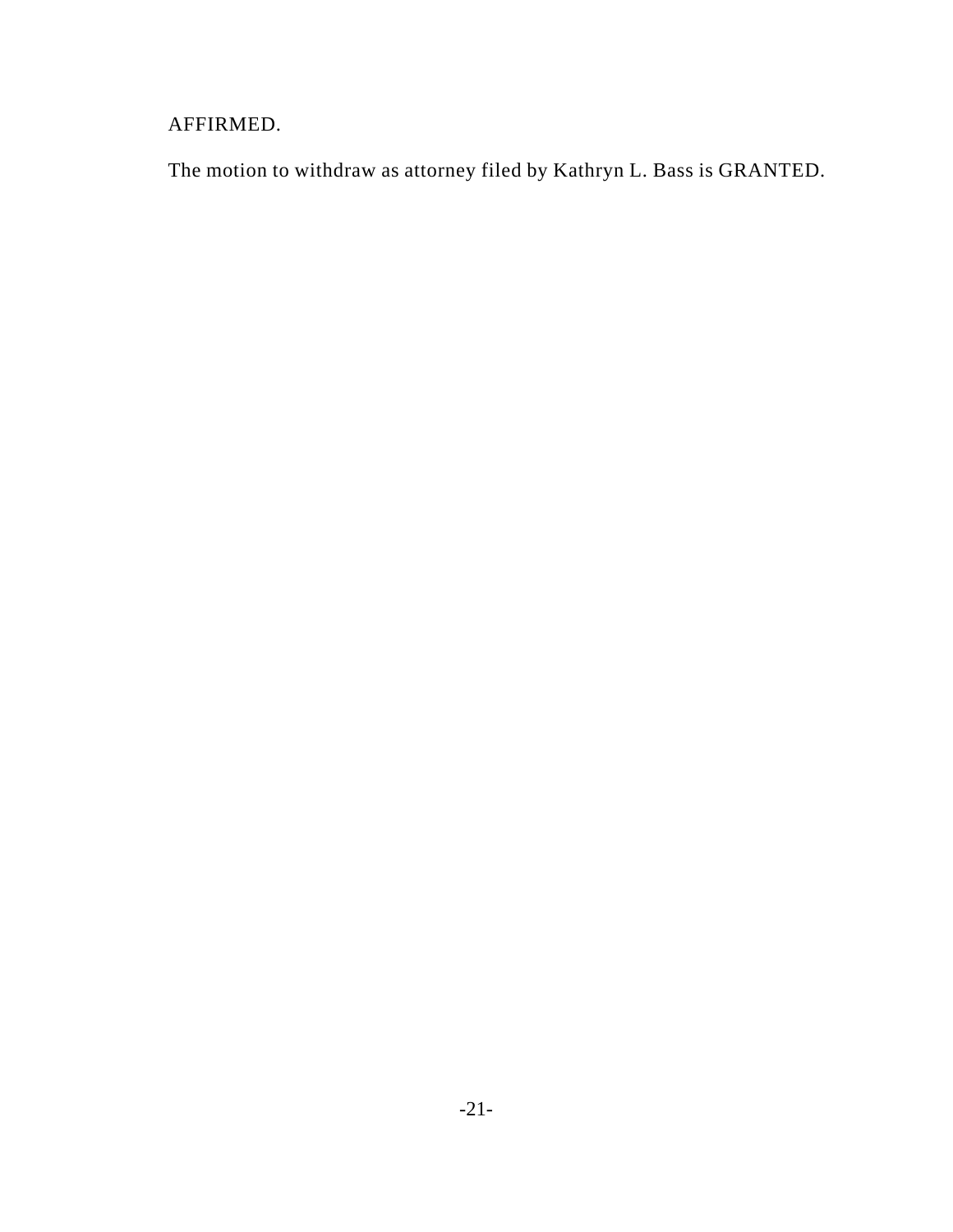AFFIRMED.

The motion to withdraw as attorney filed by Kathryn L. Bass is GRANTED.